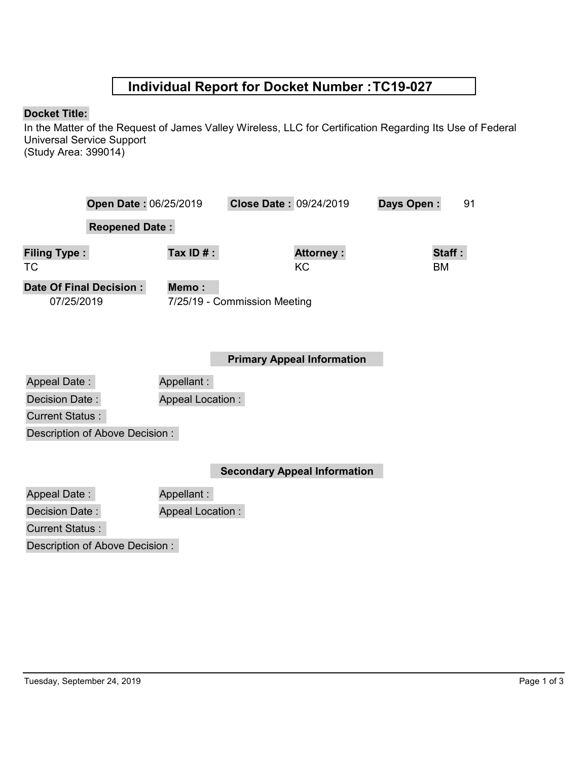# Individual Report for Docket Number : TC19-027

**Docket Title:**

In the Matter of the Request of James Valley Wireless, LLC for Certification Regarding Its Use of Federal Universal Service Support
(Study Area: 399014)

**Open Date :** 06/25/2019 **Close Date :** 09/24/2019 **Days Open :** 91

**Reopened Date :**

| **Filing Type :** | **Tax ID # :** | **Attorney :** | **Staff :** |
|---|---|---|---|
| TC | | KC | BM |

**Date Of Final Decision :** 07/25/2019

**Memo :** 7/25/19 - Commission Meeting

## Primary Appeal Information

Appeal Date :

Appellant :

Decision Date :

Appeal Location :

Current Status :

Description of Above Decision :

## Secondary Appeal Information

Appeal Date :

Appellant :

Decision Date :

Appeal Location :

Current Status :

Description of Above Decision :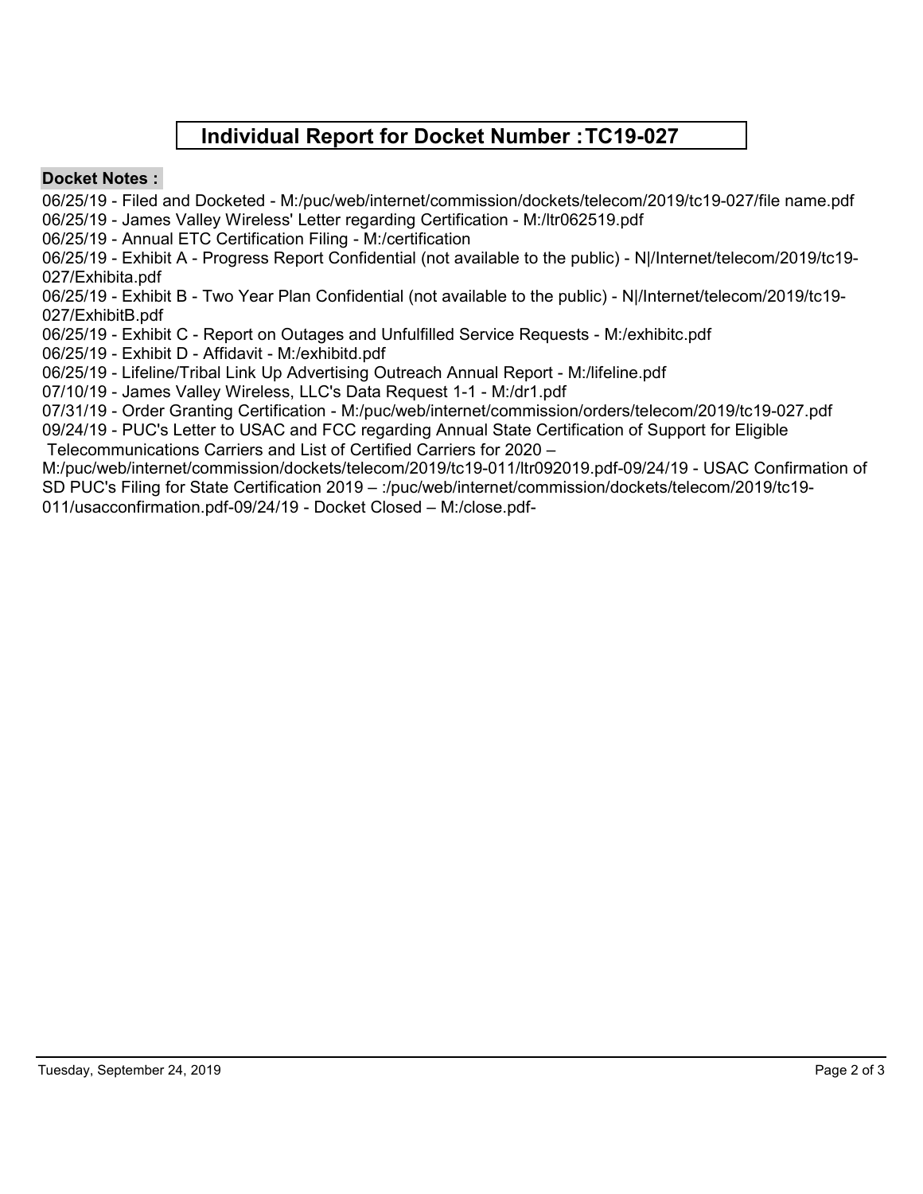# Individual Report for Docket Number :TC19-027

**Docket Notes :**

06/25/19 - Filed and Docketed - M:/puc/web/internet/commission/dockets/telecom/2019/tc19-027/file name.pdf
06/25/19 - James Valley Wireless' Letter regarding Certification - M:/ltr062519.pdf
06/25/19 - Annual ETC Certification Filing - M:/certification
06/25/19 - Exhibit A - Progress Report Confidential (not available to the public) - N|/Internet/telecom/2019/tc19-027/Exhibita.pdf
06/25/19 - Exhibit B - Two Year Plan Confidential (not available to the public) - N|/Internet/telecom/2019/tc19-027/ExhibitB.pdf
06/25/19 - Exhibit C - Report on Outages and Unfulfilled Service Requests - M:/exhibitc.pdf
06/25/19 - Exhibit D - Affidavit - M:/exhibitd.pdf
06/25/19 - Lifeline/Tribal Link Up Advertising Outreach Annual Report - M:/lifeline.pdf
07/10/19 - James Valley Wireless, LLC's Data Request 1-1 - M:/dr1.pdf
07/31/19 - Order Granting Certification - M:/puc/web/internet/commission/orders/telecom/2019/tc19-027.pdf
09/24/19 - PUC's Letter to USAC and FCC regarding Annual State Certification of Support for Eligible Telecommunications Carriers and List of Certified Carriers for 2020 – M:/puc/web/internet/commission/dockets/telecom/2019/tc19-011/ltr092019.pdf-09/24/19 - USAC Confirmation of SD PUC's Filing for State Certification 2019 – :/puc/web/internet/commission/dockets/telecom/2019/tc19-011/usacconfirmation.pdf-09/24/19 - Docket Closed – M:/close.pdf-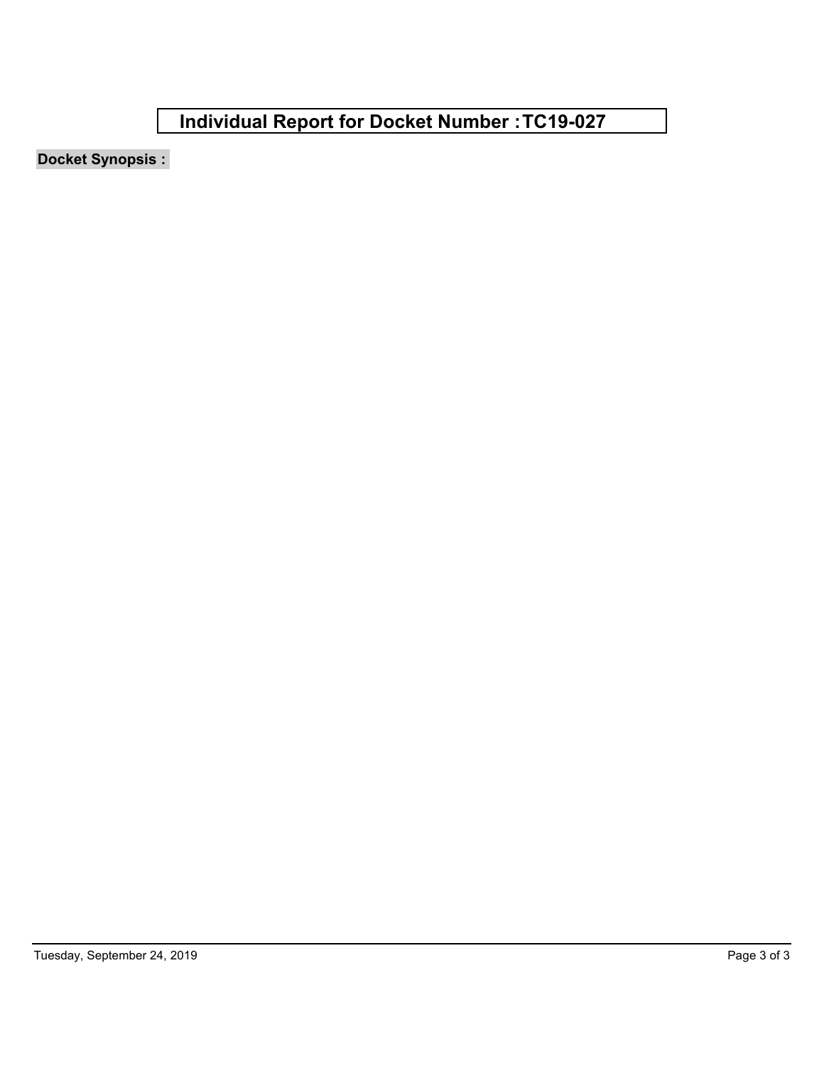# Individual Report for Docket Number : TC19-027

**Docket Synopsis :**